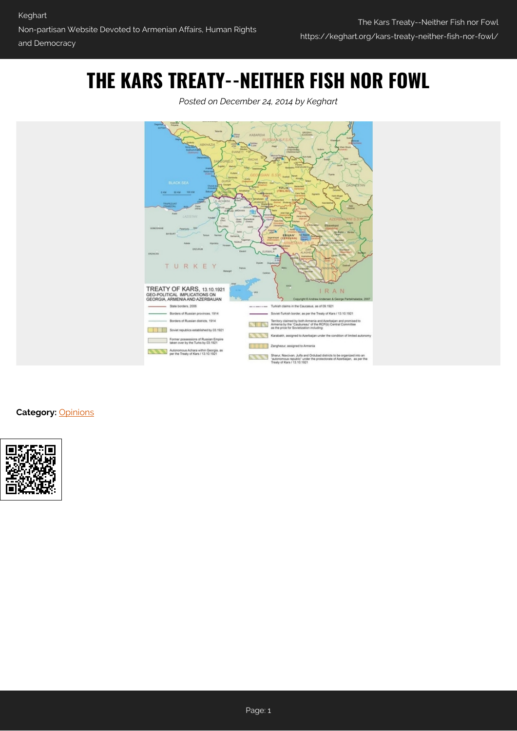# THE KARS TREATY--NEITHER FISH NOR FOWL

*Posted on December 24, 2014 by Keghart*

**Category:** Opinions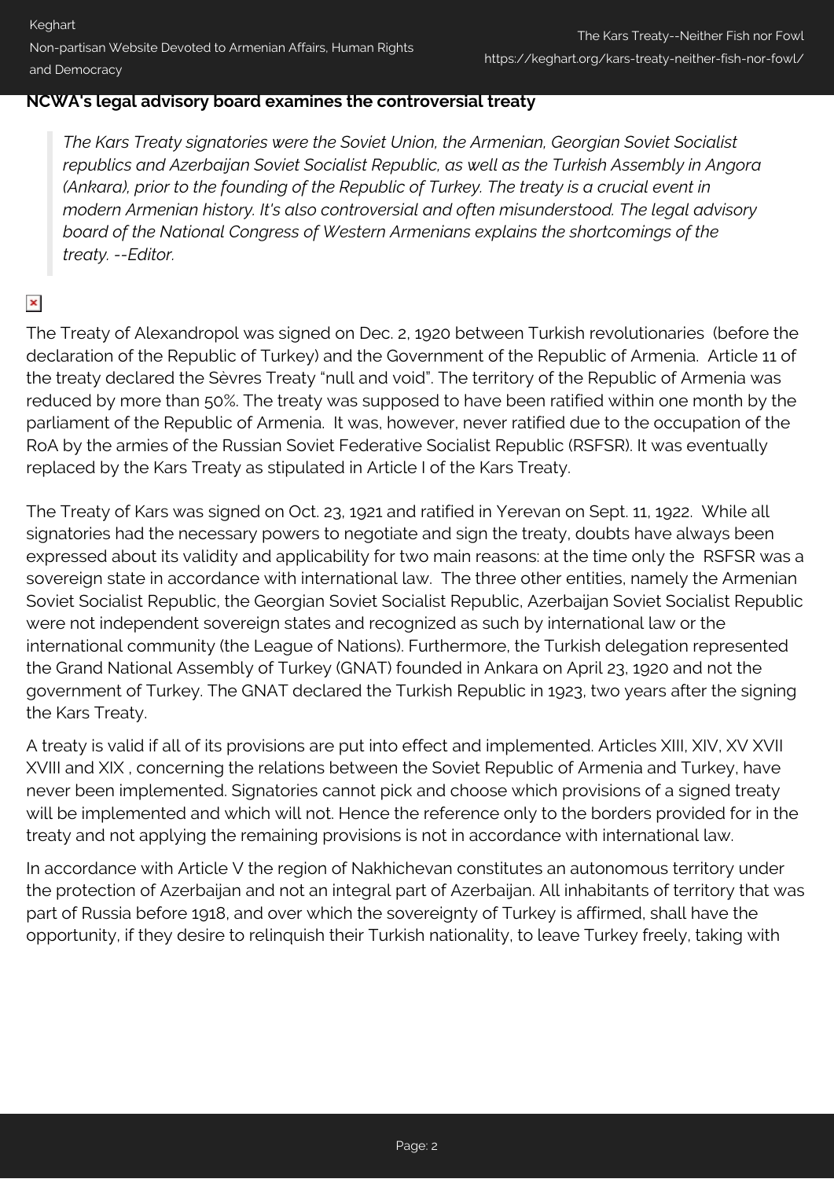**NCWA's legal advisory board examines the controversial treaty**

> *The Kars Treaty signatories were the Soviet Union, the Armenian, Georgian Soviet Socialist republics and Azerbaijan Soviet Socialist Republic, as well as the Turkish Assembly in Angora (Ankara), prior to the founding of the Republic of Turkey. The treaty is a crucial event in modern Armenian history. It's also controversial and often misunderstood. The legal advisory board of the National Congress of Western Armenians explains the shortcomings of the treaty. --Editor.*

The Treaty of Alexandropol was signed on Dec. 2, 1920 between Turkish revolutionaries (before the declaration of the Republic of Turkey) and the Government of the Republic of Armenia. Article 11 of the treaty declared the Sèvres Treaty "null and void". The territory of the Republic of Armenia was reduced by more than 50%. The treaty was supposed to have been ratified within one month by the parliament of the Republic of Armenia. It was, however, never ratified due to the occupation of the RoA by the armies of the Russian Soviet Federative Socialist Republic (RSFSR). It was eventually replaced by the Kars Treaty as stipulated in Article I of the Kars Treaty.

The Treaty of Kars was signed on Oct. 23, 1921 and ratified in Yerevan on Sept. 11, 1922. While all signatories had the necessary powers to negotiate and sign the treaty, doubts have always been expressed about its validity and applicability for two main reasons: at the time only the RSFSR was a sovereign state in accordance with international law. The three other entities, namely the Armenian Soviet Socialist Republic, the Georgian Soviet Socialist Republic, Azerbaijan Soviet Socialist Republic were not independent sovereign states and recognized as such by international law or the international community (the League of Nations). Furthermore, the Turkish delegation represented the Grand National Assembly of Turkey (GNAT) founded in Ankara on April 23, 1920 and not the government of Turkey. The GNAT declared the Turkish Republic in 1923, two years after the signing the Kars Treaty.

A treaty is valid if all of its provisions are put into effect and implemented. Articles XIII, XIV, XV XVII XVIII and XIX , concerning the relations between the Soviet Republic of Armenia and Turkey, have never been implemented. Signatories cannot pick and choose which provisions of a signed treaty will be implemented and which will not. Hence the reference only to the borders provided for in the treaty and not applying the remaining provisions is not in accordance with international law.

In accordance with Article V the region of Nakhichevan constitutes an autonomous territory under the protection of Azerbaijan and not an integral part of Azerbaijan. All inhabitants of territory that was part of Russia before 1918, and over which the sovereignty of Turkey is affirmed, shall have the opportunity, if they desire to relinquish their Turkish nationality, to leave Turkey freely, taking with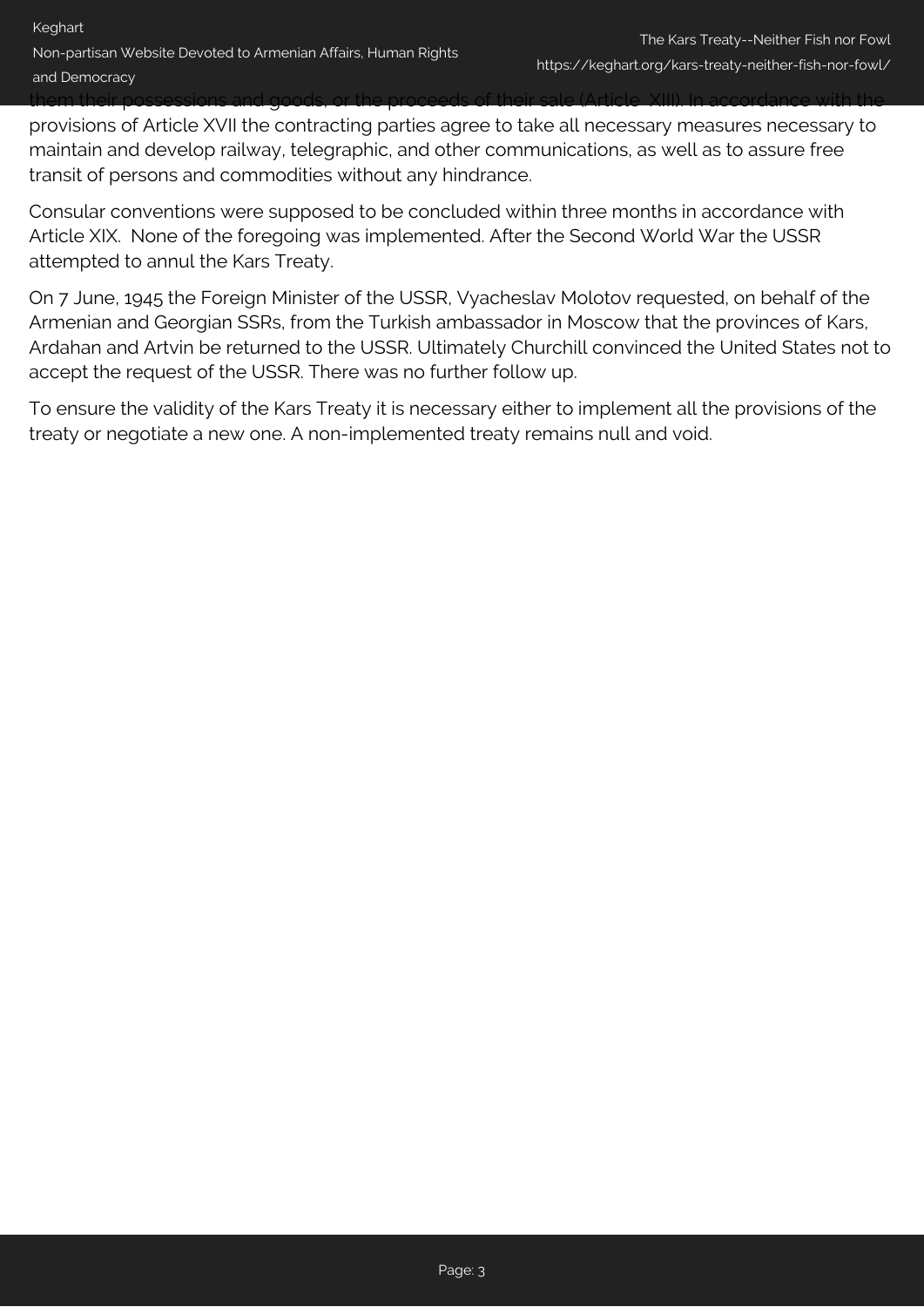them their possessions and goods, or the proceeds of their sale (Article XIII). In accordance with the provisions of Article XVII the contracting parties agree to take all necessary measures necessary to maintain and develop railway, telegraphic, and other communications, as well as to assure free transit of persons and commodities without any hindrance.

Consular conventions were supposed to be concluded within three months in accordance with Article XIX. None of the foregoing was implemented. After the Second World War the USSR attempted to annul the Kars Treaty.

On 7 June, 1945 the Foreign Minister of the USSR, Vyacheslav Molotov requested, on behalf of the Armenian and Georgian SSRs, from the Turkish ambassador in Moscow that the provinces of Kars, Ardahan and Artvin be returned to the USSR. Ultimately Churchill convinced the United States not to accept the request of the USSR. There was no further follow up.

To ensure the validity of the Kars Treaty it is necessary either to implement all the provisions of the treaty or negotiate a new one. A non-implemented treaty remains null and void.